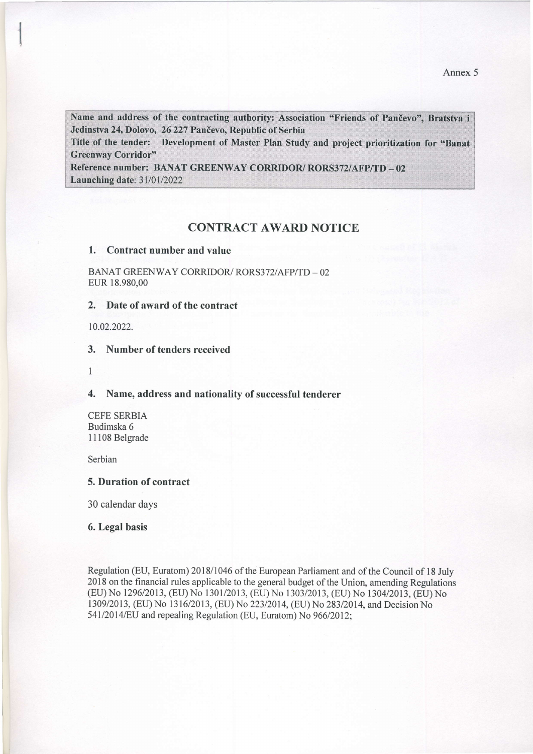Annex 5

**Name and address of the contracting authority: Association "Friends of Pančevo", Bratstva i Jedinstva 24, Dolovo, 26 227 Pančevo, Republic of Serbia**
**Title of the tender: Development of Master Plan Study and project prioritization for "Banat Greenway Corridor"**
**Reference number: BANAT GREENWAY CORRIDOR/ RORS372/AFP/TD – 02**
**Launching date:** 31/01/2022

## CONTRACT AWARD NOTICE

### 1. Contract number and value

BANAT GREENWAY CORRIDOR/ RORS372/AFP/TD – 02
EUR 18.980,00

### 2. Date of award of the contract

10.02.2022.

### 3. Number of tenders received

1

### 4. Name, address and nationality of successful tenderer

CEFE SERBIA
Budimska 6
11108 Belgrade

Serbian

### 5. Duration of contract

30 calendar days

### 6. Legal basis

Regulation (EU, Euratom) 2018/1046 of the European Parliament and of the Council of 18 July 2018 on the financial rules applicable to the general budget of the Union, amending Regulations (EU) No 1296/2013, (EU) No 1301/2013, (EU) No 1303/2013, (EU) No 1304/2013, (EU) No 1309/2013, (EU) No 1316/2013, (EU) No 223/2014, (EU) No 283/2014, and Decision No 541/2014/EU and repealing Regulation (EU, Euratom) No 966/2012;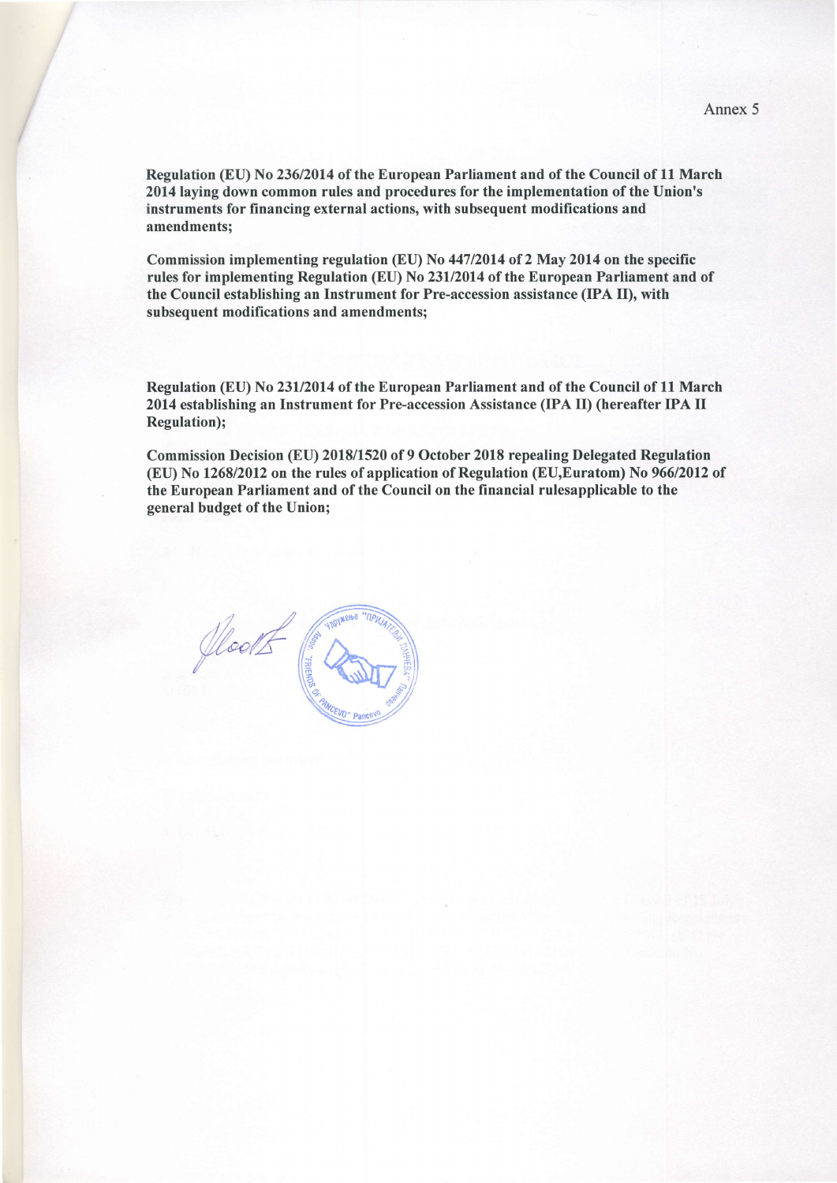Annex 5

**Regulation (EU) No 236/2014 of the European Parliament and of the Council of 11 March 2014 laying down common rules and procedures for the implementation of the Union's instruments for financing external actions, with subsequent modifications and amendments;**

**Commission implementing regulation (EU) No 447/2014 of 2 May 2014 on the specific rules for implementing Regulation (EU) No 231/2014 of the European Parliament and of the Council establishing an Instrument for Pre-accession assistance (IPA II), with subsequent modifications and amendments;**

**Regulation (EU) No 231/2014 of the European Parliament and of the Council of 11 March 2014 establishing an Instrument for Pre-accession Assistance (IPA II) (hereafter IPA II Regulation);**

**Commission Decision (EU) 2018/1520 of 9 October 2018 repealing Delegated Regulation (EU) No 1268/2012 on the rules of application of Regulation (EU,Euratom) No 966/2012 of the European Parliament and of the Council on the financial rulesapplicable to the general budget of the Union;**